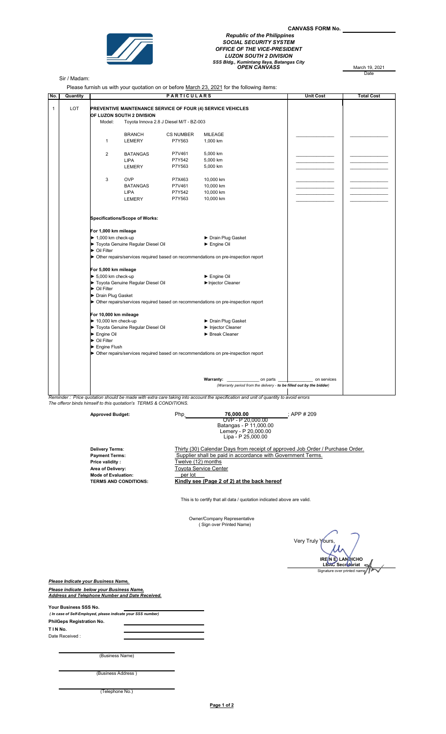**CANVASS FORM No.** ______________

***Republic of the Philippines***
***SOCIAL SECURITY SYSTEM***
***OFFICE OF THE VICE-PRESIDENT***
***LUZON SOUTH 2 DIVISION***
***SSS Bldg., Kumintang Ilaya, Batangas City***
***OPEN CANVASS***

March 19, 2021
Date

Sir / Madam:

Please furnish us with your quotation on or before March 23, 2021 for the following items:

| No. | Quantity | PARTICULARS | Unit Cost | Total Cost |
|---|---|---|---|---|
| 1 | LOT | **PREVENTIVE MAINTENANCE SERVICE OF FOUR (4) SERVICE VEHICLES OF LUZON SOUTH 2 DIVISION** | | |
| | | Model: Toyota Innova 2.8 J Diesel M/T - BZ-003 | | |
| | | BRANCH / CS NUMBER / MILEAGE | | |
| | | 1 LEMERY P7Y563 1,000 km | ______________ | ______________ |
| | | 2 BATANGAS P7V461 5,000 km | ______________ | ______________ |
| | | LIPA P7Y542 5,000 km | ______________ | ______________ |
| | | LEMERY P7Y563 5,000 km | ______________ | ______________ |
| | | 3 OVP P7X463 10,000 km | ______________ | ______________ |
| | | BATANGAS P7V461 10,000 km | ______________ | ______________ |
| | | LIPA P7Y542 10,000 km | ______________ | ______________ |
| | | LEMERY P7Y563 10,000 km | ______________ | ______________ |
| | | **Specifications/Scope of Works:** | | |
| | | **For 1,000 km mileage** | | |
| | | ► 1,000 km check-up; ► Drain Plug Gasket; ► Toyota Genuine Regular Diesel Oil; ► Engine Oil; ► Oil Filter; ► Other repairs/services required based on recommendations on pre-inspection report | | |
| | | **For 5,000 km mileage** | | |
| | | ► 5,000 km check-up; ► Engine Oil; ► Toyota Genuine Regular Diesel Oil; ►Injector Cleaner; ► Oil Filter; ► Drain Plug Gasket; ► Other repairs/services required based on recommendations on pre-inspection report | | |
| | | **For 10,000 km mileage** | | |
| | | ► 10,000 km check-up; ► Drain Plug Gasket; ► Toyota Genuine Regular Diesel Oil; ► Injector Cleaner; ► Engine Oil; ► Break Cleaner; ► Oil Filter; ► Engine Flush; ► Other repairs/services required based on recommendations on pre-inspection report | | |
| | | **Warranty:** ______________ on parts ______________ on services | | |
| | | *(Warranty period from the delivery - **to be filled out by the bidder**)* | | |

*Reminder : Price quotation should be made with extra care taking into account the specification and unit of quantity to avoid errors*
*The offeror binds himself to this quotation's TERMS & CONDITIONS.*

**Approved Budget:** Php. **76,000.00** ; APP # 209
OVP - P 20,000.00
Batangas - P 11,000.00
Lemery - P 20,000.00
Lipa - P 25,000.00

**Delivery Terms**: Thirty (30) Calendar Days from receipt of approved Job Order / Purchase Order.
**Payment Terms:** Supplier shall be paid in accordance with Government Terms.
**Price validity :** Twelve (12) months
**Area of Delivery:** Toyota Service Center
**Mode of Evaluation:** per lot
**TERMS AND CONDITIONS:** **Kindly see (Page 2 of 2) at the back hereof**

This is to certify that all data / quotation indicated above are valid.

Owner/Company Representative
( Sign over Printed Name)

Very Truly Yours,

**IRENE E. LANDICHO**
**LBAC Secretariat**
Signature over printed name

***Please Indicate your Business Name,***

***Please indicate below your Business Name, Address and Telephone Number and Date Received.***

**Your Business SSS No.** ______________
***( In case of Self-Employed, please indicate your SSS number)***
**PhilGeps Registration No.** ______________
**T I N No.** ______________
Date Received : ______________

______________
(Business Name)

______________
(Business Address )

______________
(Telephone No.)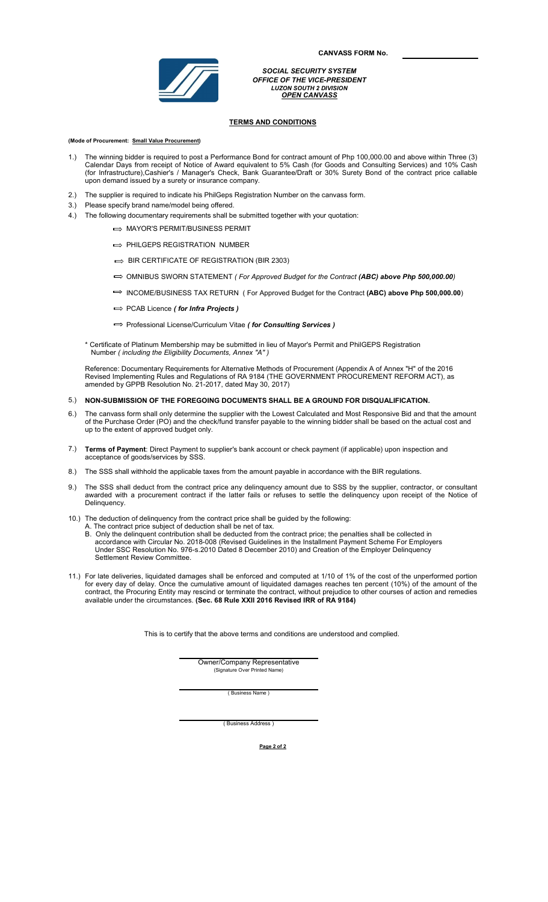CANVASS FORM No. ______________

*SOCIAL SECURITY SYSTEM*
*OFFICE OF THE VICE-PRESIDENT*
*LUZON SOUTH 2 DIVISION*
***OPEN CANVASS***

## TERMS AND CONDITIONS

**(Mode of Procurement: Small Value Procurement)**

1.) The winning bidder is required to post a Performance Bond for contract amount of Php 100,000.00 and above within Three (3) Calendar Days from receipt of Notice of Award equivalent to 5% Cash (for Goods and Consulting Services) and 10% Cash (for Infrastructure),Cashier's / Manager's Check, Bank Guarantee/Draft or 30% Surety Bond of the contract price callable upon demand issued by a surety or insurance company.

2.) The supplier is required to indicate his PhilGeps Registration Number on the canvass form.

3.) Please specify brand name/model being offered.

4.) The following documentary requirements shall be submitted together with your quotation:

- ⇨ MAYOR'S PERMIT/BUSINESS PERMIT
- ⇨ PHILGEPS REGISTRATION NUMBER
- ⇨ BIR CERTIFICATE OF REGISTRATION (BIR 2303)
- ⇨ OMNIBUS SWORN STATEMENT *( For Approved Budget for the Contract **(ABC) above Php 500,000.00**)*
- ⇨ INCOME/BUSINESS TAX RETURN ( For Approved Budget for the Contract **(ABC) above Php 500,000.00**)
- ⇨ PCAB Licence ***( for Infra Projects )***
- ⇨ Professional License/Curriculum Vitae ***( for Consulting Services )***

\* Certificate of Platinum Membership may be submitted in lieu of Mayor's Permit and PhilGEPS Registration Number *( including the Eligibility Documents, Annex "A" )*

Reference: Documentary Requirements for Alternative Methods of Procurement (Appendix A of Annex "H" of the 2016 Revised Implementing Rules and Regulations of RA 9184 (THE GOVERNMENT PROCUREMENT REFORM ACT), as amended by GPPB Resolution No. 21-2017, dated May 30, 2017)

5.) **NON-SUBMISSION OF THE FOREGOING DOCUMENTS SHALL BE A GROUND FOR DISQUALIFICATION.**

6.) The canvass form shall only determine the supplier with the Lowest Calculated and Most Responsive Bid and that the amount of the Purchase Order (PO) and the check/fund transfer payable to the winning bidder shall be based on the actual cost and up to the extent of approved budget only.

7.) **Terms of Payment**: Direct Payment to supplier's bank account or check payment (if applicable) upon inspection and acceptance of goods/services by SSS.

8.) The SSS shall withhold the applicable taxes from the amount payable in accordance with the BIR regulations.

9.) The SSS shall deduct from the contract price any delinquency amount due to SSS by the supplier, contractor, or consultant awarded with a procurement contract if the latter fails or refuses to settle the delinquency upon receipt of the Notice of Delinquency.

10.) The deduction of delinquency from the contract price shall be guided by the following:
A. The contract price subject of deduction shall be net of tax.
B. Only the delinquent contribution shall be deducted from the contract price; the penalties shall be collected in accordance with Circular No. 2018-008 (Revised Guidelines in the Installment Payment Scheme For Employers Under SSC Resolution No. 976-s.2010 Dated 8 December 2010) and Creation of the Employer Delinquency Settlement Review Committee.

11.) For late deliveries, liquidated damages shall be enforced and computed at 1/10 of 1% of the cost of the unperformed portion for every day of delay. Once the cumulative amount of liquidated damages reaches ten percent (10%) of the amount of the contract, the Procuring Entity may rescind or terminate the contract, without prejudice to other courses of action and remedies available under the circumstances. **(Sec. 68 Rule XXII 2016 Revised IRR of RA 9184)**

This is to certify that the above terms and conditions are understood and complied.

______________________________
Owner/Company Representative
(Signature Over Printed Name)

______________________________
( Business Name )

______________________________
( Business Address )